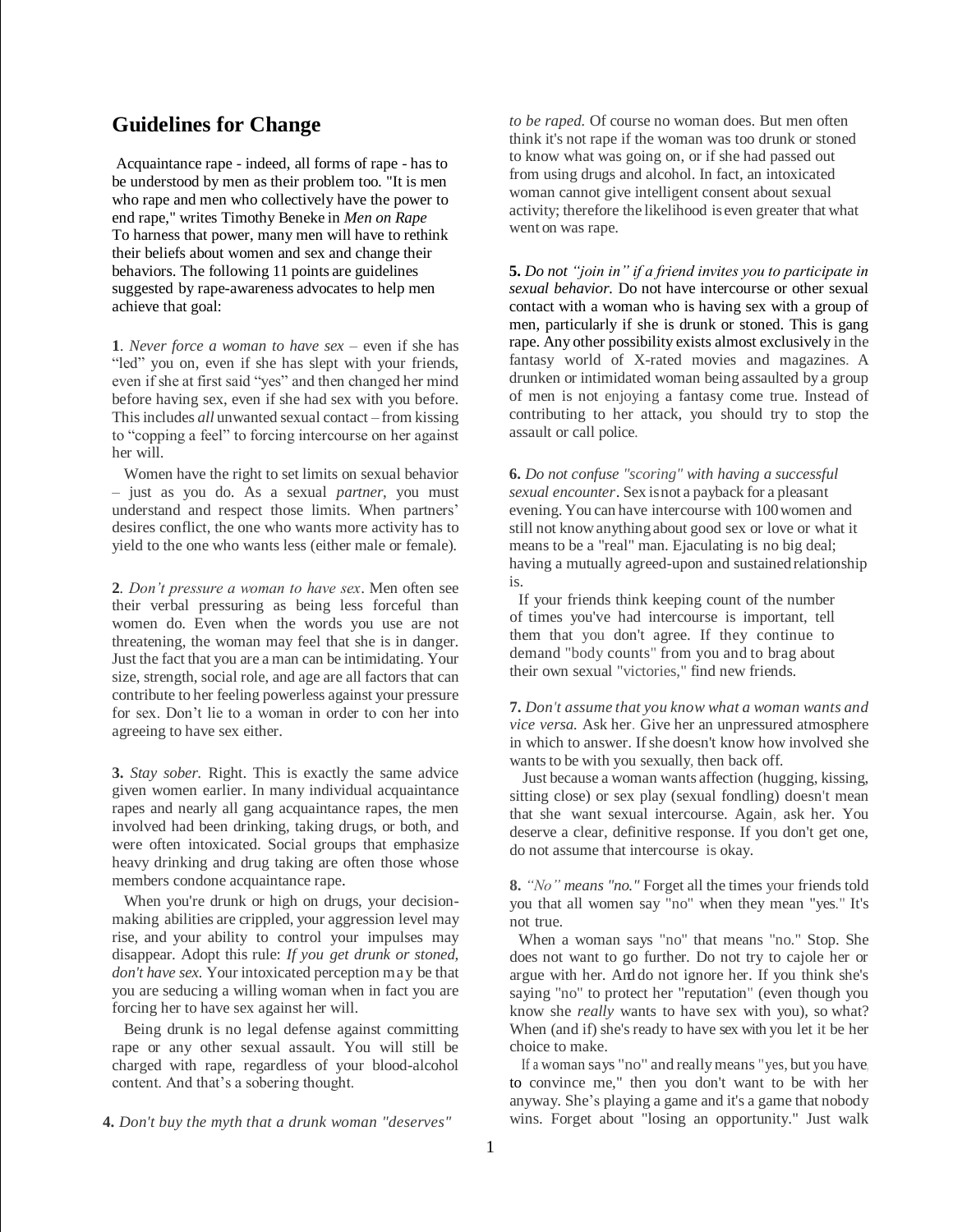## Guidelines for Change

Acquaintance rape - indeed, all forms of rape - has to be understood by men as their problem too. "It is men who rape and men who collectively have the power to end rape," writes Timothy Beneke in *Men on Rape* To harness that power, many men will have to rethink their beliefs about women and sex and change their behaviors. The following 11 points are guidelines suggested by rape-awareness advocates to help men achieve that goal:

**1**. *Never force a woman to have sex* – even if she has "led" you on, even if she has slept with your friends, even if she at first said "yes" and then changed her mind before having sex, even if she had sex with you before. This includes *all* unwanted sexual contact – from kissing to "copping a feel" to forcing intercourse on her against her will.

Women have the right to set limits on sexual behavior – just as you do. As a sexual *partner*, you must understand and respect those limits. When partners' desires conflict, the one who wants more activity has to yield to the one who wants less (either male or female).

**2**. *Don't pressure a woman to have sex*. Men often see their verbal pressuring as being less forceful than women do. Even when the words you use are not threatening, the woman may feel that she is in danger. Just the fact that you are a man can be intimidating. Your size, strength, social role, and age are all factors that can contribute to her feeling powerless against your pressure for sex. Don't lie to a woman in order to con her into agreeing to have sex either.

**3.** *Stay sober.* Right. This is exactly the same advice given women earlier. In many individual acquaintance rapes and nearly all gang acquaintance rapes, the men involved had been drinking, taking drugs, or both, and were often intoxicated. Social groups that emphasize heavy drinking and drug taking are often those whose members condone acquaintance rape.

When you're drunk or high on drugs, your decision-making abilities are crippled, your aggression level may rise, and your ability to control your impulses may disappear. Adopt this rule: *If you get drunk or stoned, don't have sex.* Your intoxicated perception may be that you are seducing a willing woman when in fact you are forcing her to have sex against her will.

Being drunk is no legal defense against committing rape or any other sexual assault. You will still be charged with rape, regardless of your blood-alcohol content. And that's a sobering thought.

**4.** *Don't buy the myth that a drunk woman "deserves" to be raped.* Of course no woman does. But men often think it's not rape if the woman was too drunk or stoned to know what was going on, or if she had passed out from using drugs and alcohol. In fact, an intoxicated woman cannot give intelligent consent about sexual activity; therefore the likelihood is even greater that what went on was rape.

**5.** *Do not "join in" if a friend invites you to participate in sexual behavior.* Do not have intercourse or other sexual contact with a woman who is having sex with a group of men, particularly if she is drunk or stoned. This is gang rape. Any other possibility exists almost exclusively in the fantasy world of X-rated movies and magazines. A drunken or intimidated woman being assaulted by a group of men is not enjoying a fantasy come true. Instead of contributing to her attack, you should try to stop the assault or call police.

**6.** *Do not confuse "scoring" with having a successful sexual encounter*. Sex is not a payback for a pleasant evening. You can have intercourse with 100 women and still not know anything about good sex or love or what it means to be a "real" man. Ejaculating is no big deal; having a mutually agreed-upon and sustained relationship is.

If your friends think keeping count of the number of times you've had intercourse is important, tell them that you don't agree. If they continue to demand "body counts" from you and to brag about their own sexual "victories," find new friends.

**7.** *Don't assume that you know what a woman wants and vice versa.* Ask her. Give her an unpressured atmosphere in which to answer. If she doesn't know how involved she wants to be with you sexually, then back off.

Just because a woman wants affection (hugging, kissing, sitting close) or sex play (sexual fondling) doesn't mean that she want sexual intercourse. Again, ask her. You deserve a clear, definitive response. If you don't get one, do not assume that intercourse is okay.

**8.** *"No" means "no."* Forget all the times your friends told you that all women say "no" when they mean "yes." It's not true.

When a woman says "no" that means "no." Stop. She does not want to go further. Do not try to cajole her or argue with her. And do not ignore her. If you think she's saying "no" to protect her "reputation" (even though you know she *really* wants to have sex with you), so what? When (and if) she's ready to have sex with you let it be her choice to make.

If a woman says "no" and really means "yes, but you have to convince me," then you don't want to be with her anyway. She's playing a game and it's a game that nobody wins. Forget about "losing an opportunity." Just walk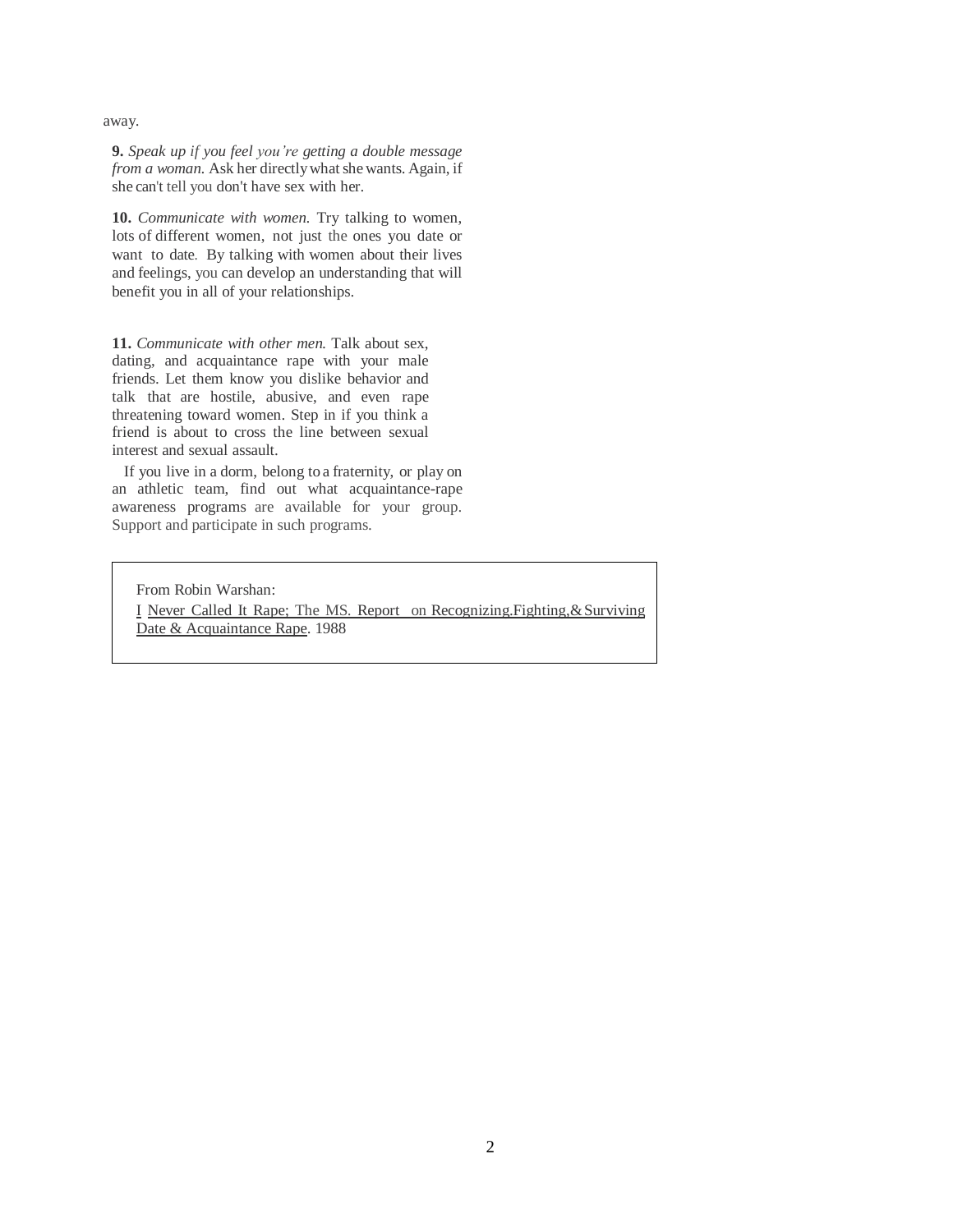away.

**9.** *Speak up if you feel you're getting a double message from a woman.* Ask her directly what she wants. Again, if she can't tell you don't have sex with her.

**10.** *Communicate with women.* Try talking to women, lots of different women, not just the ones you date or want to date. By talking with women about their lives and feelings, you can develop an understanding that will benefit you in all of your relationships.

**11.** *Communicate with other men.* Talk about sex, dating, and acquaintance rape with your male friends. Let them know you dislike behavior and talk that are hostile, abusive, and even rape threatening toward women. Step in if you think a friend is about to cross the line between sexual interest and sexual assault.

If you live in a dorm, belong to a fraternity, or play on an athletic team, find out what acquaintance-rape awareness programs are available for your group. Support and participate in such programs.

From Robin Warshan:
I Never Called It Rape; The MS. Report on Recognizing.Fighting,& Surviving Date & Acquaintance Rape. 1988